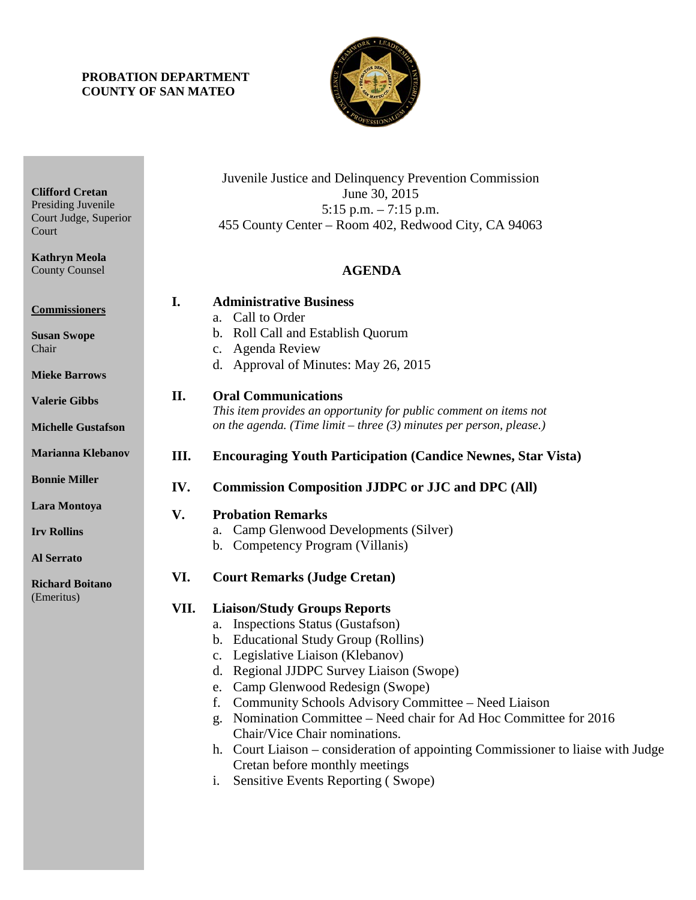**PROBATION DEPARTMENT**
**COUNTY OF SAN MATEO**

**Clifford Cretan**
Presiding Juvenile Court Judge, Superior Court

**Kathryn Meola**
County Counsel

**Commissioners**

**Susan Swope**
Chair

**Mieke Barrows**

**Valerie Gibbs**

**Michelle Gustafson**

**Marianna Klebanov**

**Bonnie Miller**

**Lara Montoya**

**Irv Rollins**

**Al Serrato**

**Richard Boitano**
(Emeritus)

Juvenile Justice and Delinquency Prevention Commission
June 30, 2015
5:15 p.m. – 7:15 p.m.
455 County Center – Room 402, Redwood City, CA 94063

## AGENDA

**I. Administrative Business**

a. Call to Order
b. Roll Call and Establish Quorum
c. Agenda Review
d. Approval of Minutes: May 26, 2015

**II. Oral Communications**

*This item provides an opportunity for public comment on items not on the agenda. (Time limit – three (3) minutes per person, please.)*

**III. Encouraging Youth Participation (Candice Newnes, Star Vista)**

**IV. Commission Composition JJDPC or JJC and DPC (All)**

**V. Probation Remarks**

a. Camp Glenwood Developments (Silver)
b. Competency Program (Villanis)

**VI. Court Remarks (Judge Cretan)**

**VII. Liaison/Study Groups Reports**

a. Inspections Status (Gustafson)
b. Educational Study Group (Rollins)
c. Legislative Liaison (Klebanov)
d. Regional JJDPC Survey Liaison (Swope)
e. Camp Glenwood Redesign (Swope)
f. Community Schools Advisory Committee – Need Liaison
g. Nomination Committee – Need chair for Ad Hoc Committee for 2016 Chair/Vice Chair nominations.
h. Court Liaison – consideration of appointing Commissioner to liaise with Judge Cretan before monthly meetings
i. Sensitive Events Reporting ( Swope)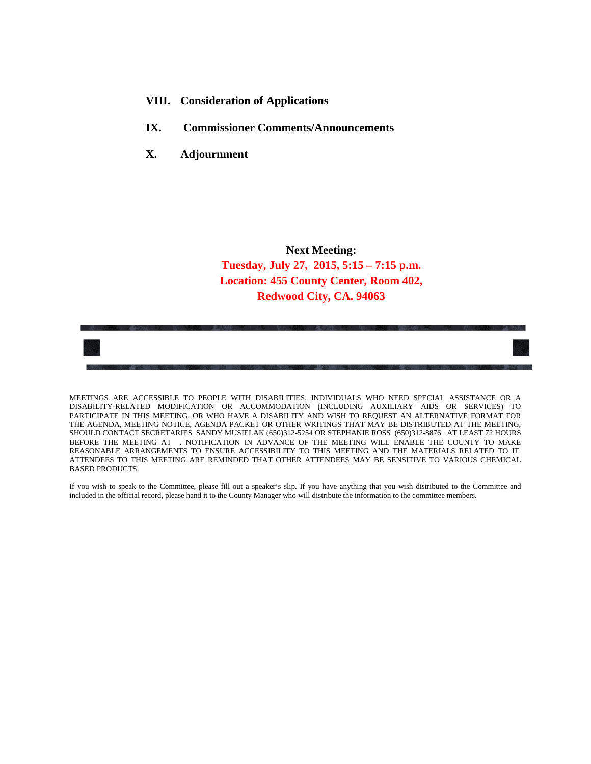**VIII. Consideration of Applications**

**IX. Commissioner Comments/Announcements**

**X. Adjournment**

**Next Meeting:**
**Tuesday, July 27, 2015, 5:15 – 7:15 p.m.**
**Location: 455 County Center, Room 402,**
**Redwood City, CA. 94063**

MEETINGS ARE ACCESSIBLE TO PEOPLE WITH DISABILITIES. INDIVIDUALS WHO NEED SPECIAL ASSISTANCE OR A DISABILITY-RELATED MODIFICATION OR ACCOMMODATION (INCLUDING AUXILIARY AIDS OR SERVICES) TO PARTICIPATE IN THIS MEETING, OR WHO HAVE A DISABILITY AND WISH TO REQUEST AN ALTERNATIVE FORMAT FOR THE AGENDA, MEETING NOTICE, AGENDA PACKET OR OTHER WRITINGS THAT MAY BE DISTRIBUTED AT THE MEETING, SHOULD CONTACT SECRETARIES SANDY MUSIELAK (650)312-5254 OR STEPHANIE ROSS (650)312-8876 AT LEAST 72 HOURS BEFORE THE MEETING AT . NOTIFICATION IN ADVANCE OF THE MEETING WILL ENABLE THE COUNTY TO MAKE REASONABLE ARRANGEMENTS TO ENSURE ACCESSIBILITY TO THIS MEETING AND THE MATERIALS RELATED TO IT. ATTENDEES TO THIS MEETING ARE REMINDED THAT OTHER ATTENDEES MAY BE SENSITIVE TO VARIOUS CHEMICAL BASED PRODUCTS.

If you wish to speak to the Committee, please fill out a speaker's slip. If you have anything that you wish distributed to the Committee and included in the official record, please hand it to the County Manager who will distribute the information to the committee members.